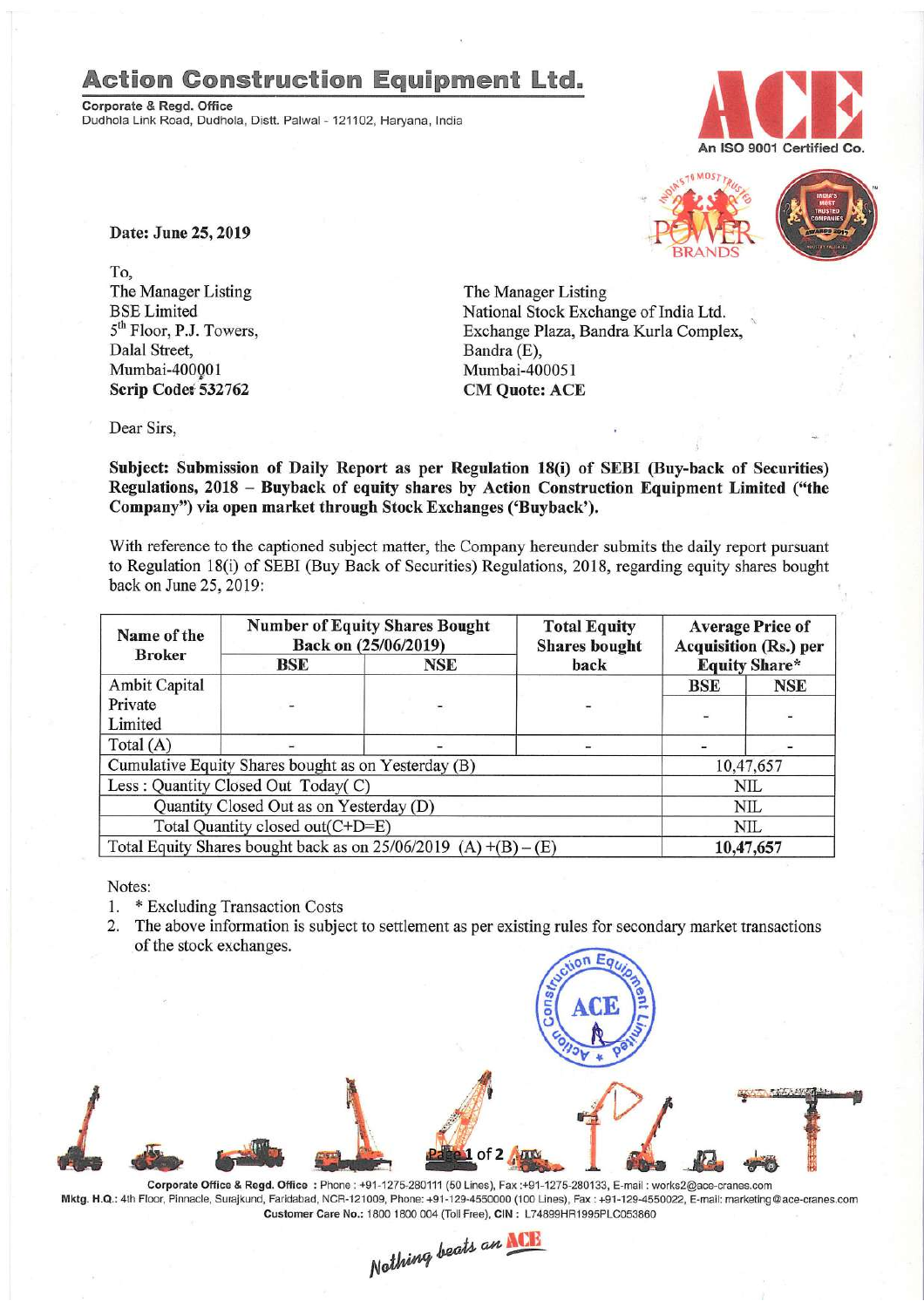# Action Construction Equipment Ltd.

**Corporate & Regd. Office**
Dudhola Link Road, Dudhola, Distt. Palwal - 121102, Haryana, India

An ISO 9001 Certified Co.

**Date: June 25, 2019**

To,
The Manager Listing
BSE Limited
5th Floor, P.J. Towers,
Dalal Street,
Mumbai-400001
**Scrip Code: 532762**

The Manager Listing
National Stock Exchange of India Ltd.
Exchange Plaza, Bandra Kurla Complex,
Bandra (E),
Mumbai-400051
**CM Quote: ACE**

Dear Sirs,

**Subject: Submission of Daily Report as per Regulation 18(i) of SEBI (Buy-back of Securities) Regulations, 2018 – Buyback of equity shares by Action Construction Equipment Limited ("the Company") via open market through Stock Exchanges ('Buyback').**

With reference to the captioned subject matter, the Company hereunder submits the daily report pursuant to Regulation 18(i) of SEBI (Buy Back of Securities) Regulations, 2018, regarding equity shares bought back on June 25, 2019:

| Name of the Broker | Number of Equity Shares Bought Back on (25/06/2019) | | Total Equity Shares bought back | Average Price of Acquisition (Rs.) per Equity Share* | |
|---|---|---|---|---|---|
| | BSE | NSE | | BSE | NSE |
| Ambit Capital Private Limited | - | - | - | - | - |
| Total (A) | - | - | - | - | - |
| Cumulative Equity Shares bought as on Yesterday (B) | | | | 10,47,657 | |
| Less : Quantity Closed Out Today( C) | | | | NIL | |
| Quantity Closed Out as on Yesterday (D) | | | | NIL | |
| Total Quantity closed out(C+D=E) | | | | NIL | |
| Total Equity Shares bought back as on 25/06/2019 (A) +(B) – (E) | | | | **10,47,657** | |

Notes:

1. * Excluding Transaction Costs
2. The above information is subject to settlement as per existing rules for secondary market transactions of the stock exchanges.

**Corporate Office & Regd. Office** : Phone : +91-1275-280111 (50 Lines), Fax :+91-1275-280133, E-mail : works2@ace-cranes.com
**Mktg. H.Q.**: 4th Floor, Pinnacle, Surajkund, Faridabad, NCR-121009, Phone: +91-129-4550000 (100 Lines), Fax : +91-129-4550022, E-mail: marketing@ace-cranes.com
**Customer Care No.:** 1800 1800 004 (Toll Free), **CIN :** L74899HR1995PLC053860

*Nothing beats an ACE*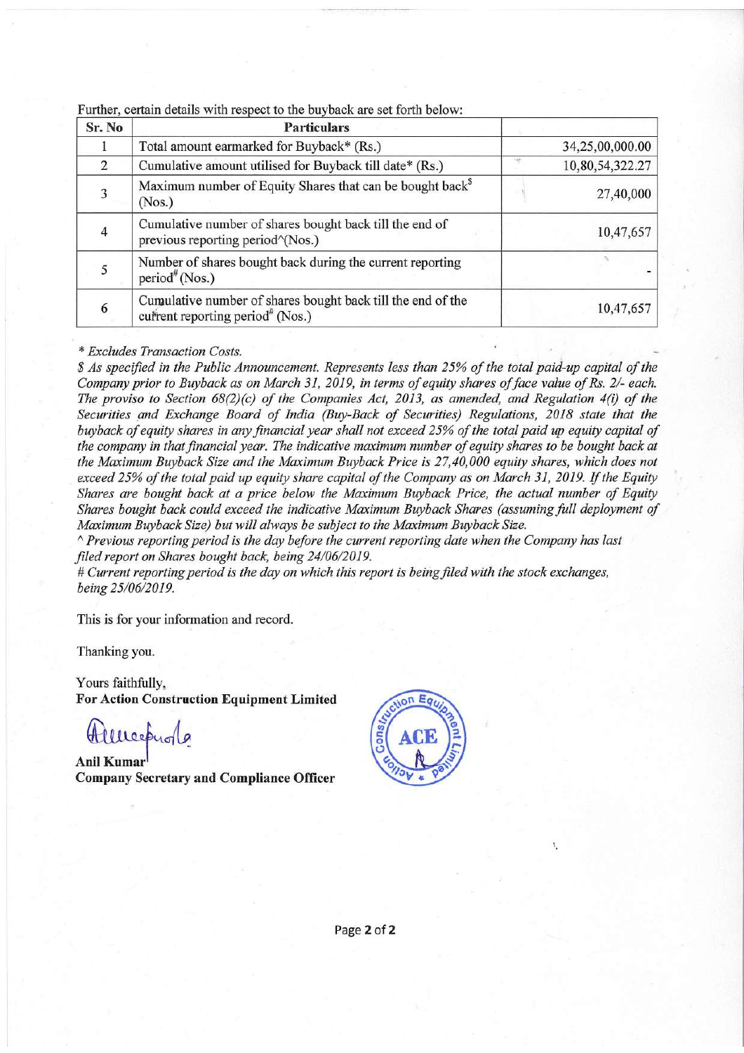Further, certain details with respect to the buyback are set forth below:

| Sr. No | Particulars | |
|---|---|---|
| 1 | Total amount earmarked for Buyback* (Rs.) | 34,25,00,000.00 |
| 2 | Cumulative amount utilised for Buyback till date* (Rs.) | 10,80,54,322.27 |
| 3 | Maximum number of Equity Shares that can be bought back$ (Nos.) | 27,40,000 |
| 4 | Cumulative number of shares bought back till the end of previous reporting period^(Nos.) | 10,47,657 |
| 5 | Number of shares bought back during the current reporting period# (Nos.) | - |
| 6 | Cumulative number of shares bought back till the end of the current reporting period# (Nos.) | 10,47,657 |

*\* Excludes Transaction Costs.*

*$ As specified in the Public Announcement. Represents less than 25% of the total paid-up capital of the Company prior to Buyback as on March 31, 2019, in terms of equity shares of face value of Rs. 2/- each. The proviso to Section 68(2)(c) of the Companies Act, 2013, as amended, and Regulation 4(i) of the Securities and Exchange Board of India (Buy-Back of Securities) Regulations, 2018 state that the buyback of equity shares in any financial year shall not exceed 25% of the total paid up equity capital of the company in that financial year. The indicative maximum number of equity shares to be bought back at the Maximum Buyback Size and the Maximum Buyback Price is 27,40,000 equity shares, which does not exceed 25% of the total paid up equity share capital of the Company as on March 31, 2019. If the Equity Shares are bought back at a price below the Maximum Buyback Price, the actual number of Equity Shares bought back could exceed the indicative Maximum Buyback Shares (assuming full deployment of Maximum Buyback Size) but will always be subject to the Maximum Buyback Size.*

*^ Previous reporting period is the day before the current reporting date when the Company has last filed report on Shares bought back, being 24/06/2019.*

*# Current reporting period is the day on which this report is being filed with the stock exchanges, being 25/06/2019.*

This is for your information and record.

Thanking you.

Yours faithfully,
**For Action Construction Equipment Limited**

**Anil Kumar**
**Company Secretary and Compliance Officer**